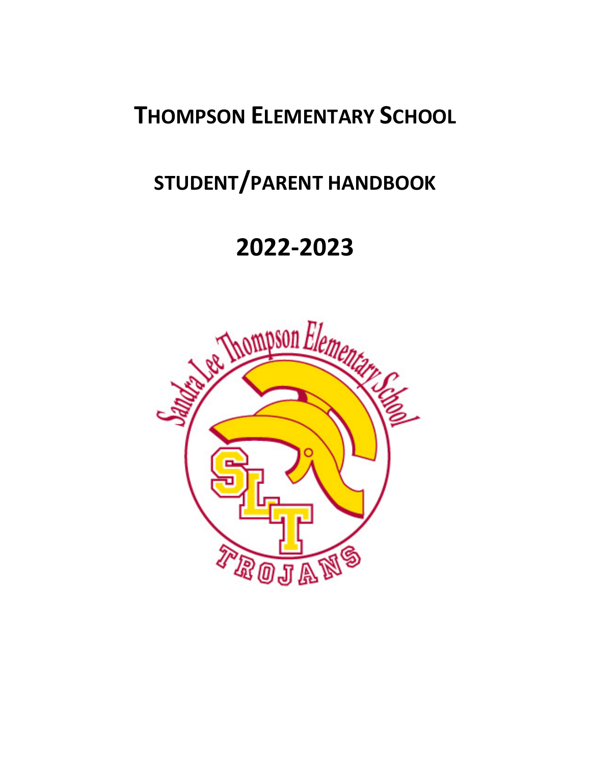# THOMPSON ELEMENTARY SCHOOL

## STUDENT/PARENT HANDBOOK

# 2022-2023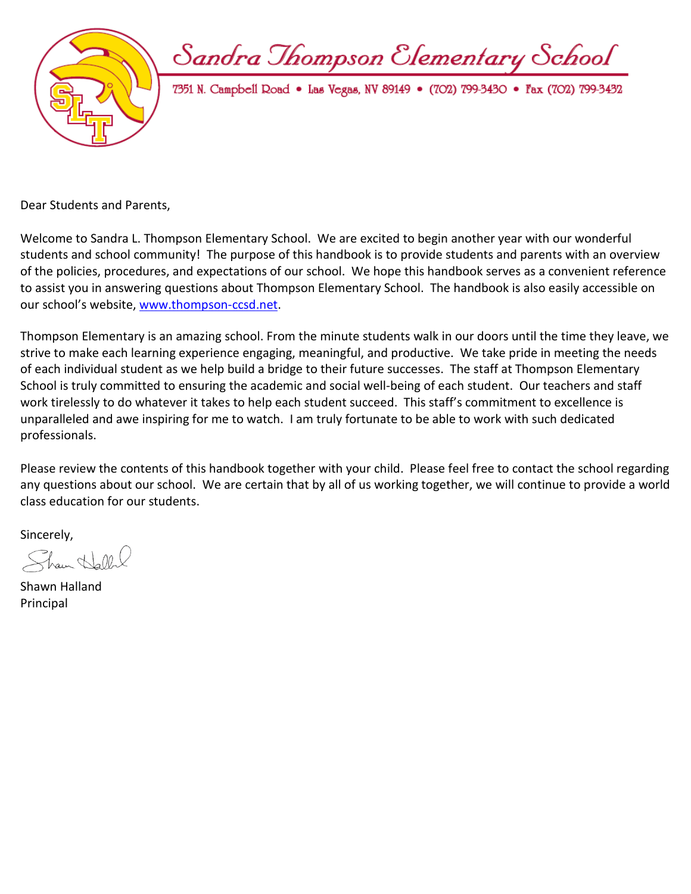# Sandra Thompson Elementary School

7351 N. Campbell Road • Las Vegas, NV 89149 • (702) 799-3430 • Fax (702) 799-3432

Dear Students and Parents,

Welcome to Sandra L. Thompson Elementary School. We are excited to begin another year with our wonderful students and school community! The purpose of this handbook is to provide students and parents with an overview of the policies, procedures, and expectations of our school. We hope this handbook serves as a convenient reference to assist you in answering questions about Thompson Elementary School. The handbook is also easily accessible on our school's website, [www.thompson-ccsd.net](http://www.thompson-ccsd.net).

Thompson Elementary is an amazing school. From the minute students walk in our doors until the time they leave, we strive to make each learning experience engaging, meaningful, and productive. We take pride in meeting the needs of each individual student as we help build a bridge to their future successes. The staff at Thompson Elementary School is truly committed to ensuring the academic and social well-being of each student. Our teachers and staff work tirelessly to do whatever it takes to help each student succeed. This staff's commitment to excellence is unparalleled and awe inspiring for me to watch. I am truly fortunate to be able to work with such dedicated professionals.

Please review the contents of this handbook together with your child. Please feel free to contact the school regarding any questions about our school. We are certain that by all of us working together, we will continue to provide a world class education for our students.

Sincerely,

Shawn Halland
Principal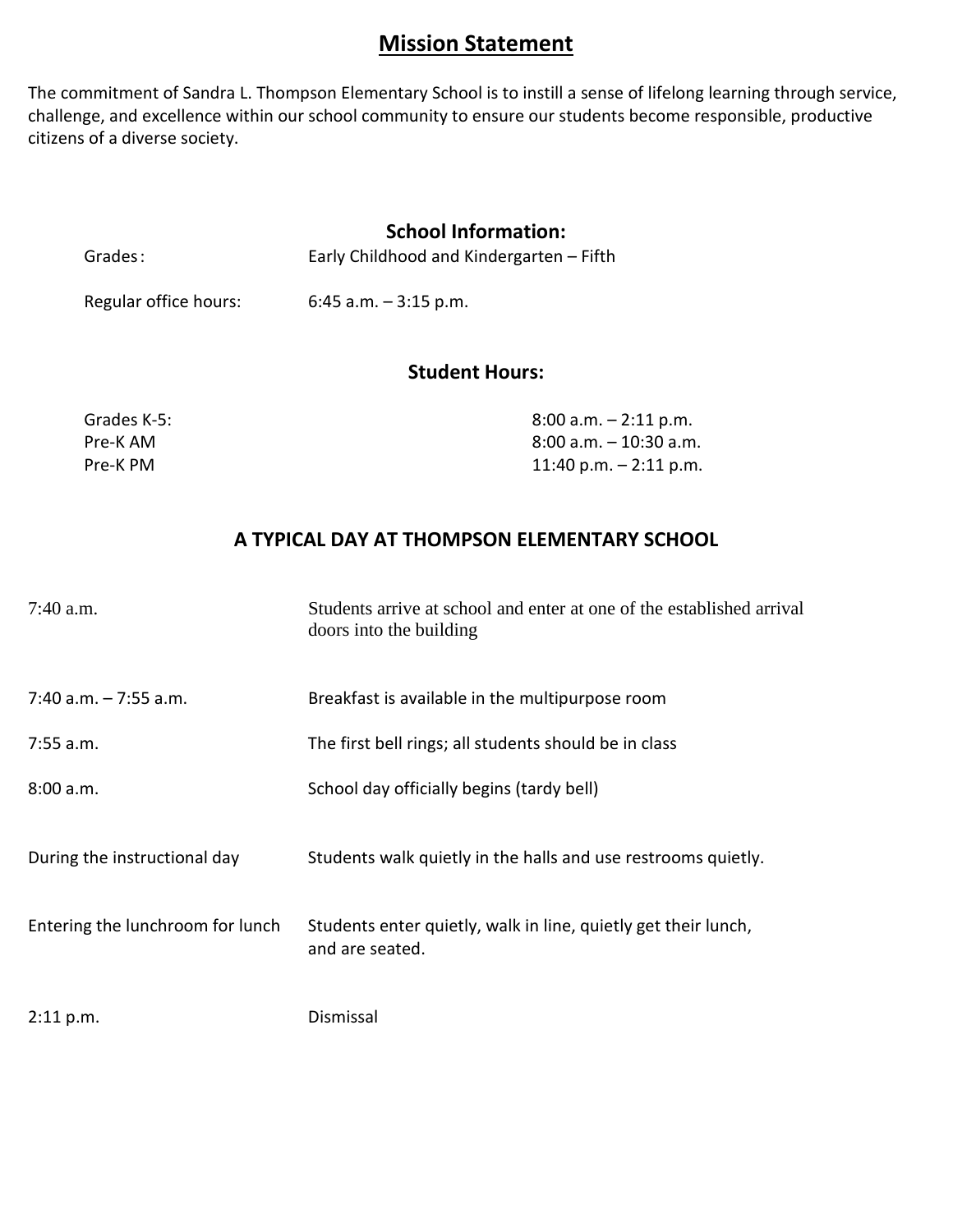# Mission Statement

The commitment of Sandra L. Thompson Elementary School is to instill a sense of lifelong learning through service, challenge, and excellence within our school community to ensure our students become responsible, productive citizens of a diverse society.

## School Information:

| | |
|---|---|
| Grades: | Early Childhood and Kindergarten – Fifth |
| Regular office hours: | 6:45 a.m. – 3:15 p.m. |

## Student Hours:

| | |
|---|---|
| Grades K-5: | 8:00 a.m. – 2:11 p.m. |
| Pre-K AM | 8:00 a.m. – 10:30 a.m. |
| Pre-K PM | 11:40 p.m. – 2:11 p.m. |

## A TYPICAL DAY AT THOMPSON ELEMENTARY SCHOOL

| | |
|---|---|
| 7:40 a.m. | Students arrive at school and enter at one of the established arrival doors into the building |
| 7:40 a.m. – 7:55 a.m. | Breakfast is available in the multipurpose room |
| 7:55 a.m. | The first bell rings; all students should be in class |
| 8:00 a.m. | School day officially begins (tardy bell) |
| During the instructional day | Students walk quietly in the halls and use restrooms quietly. |
| Entering the lunchroom for lunch | Students enter quietly, walk in line, quietly get their lunch, and are seated. |
| 2:11 p.m. | Dismissal |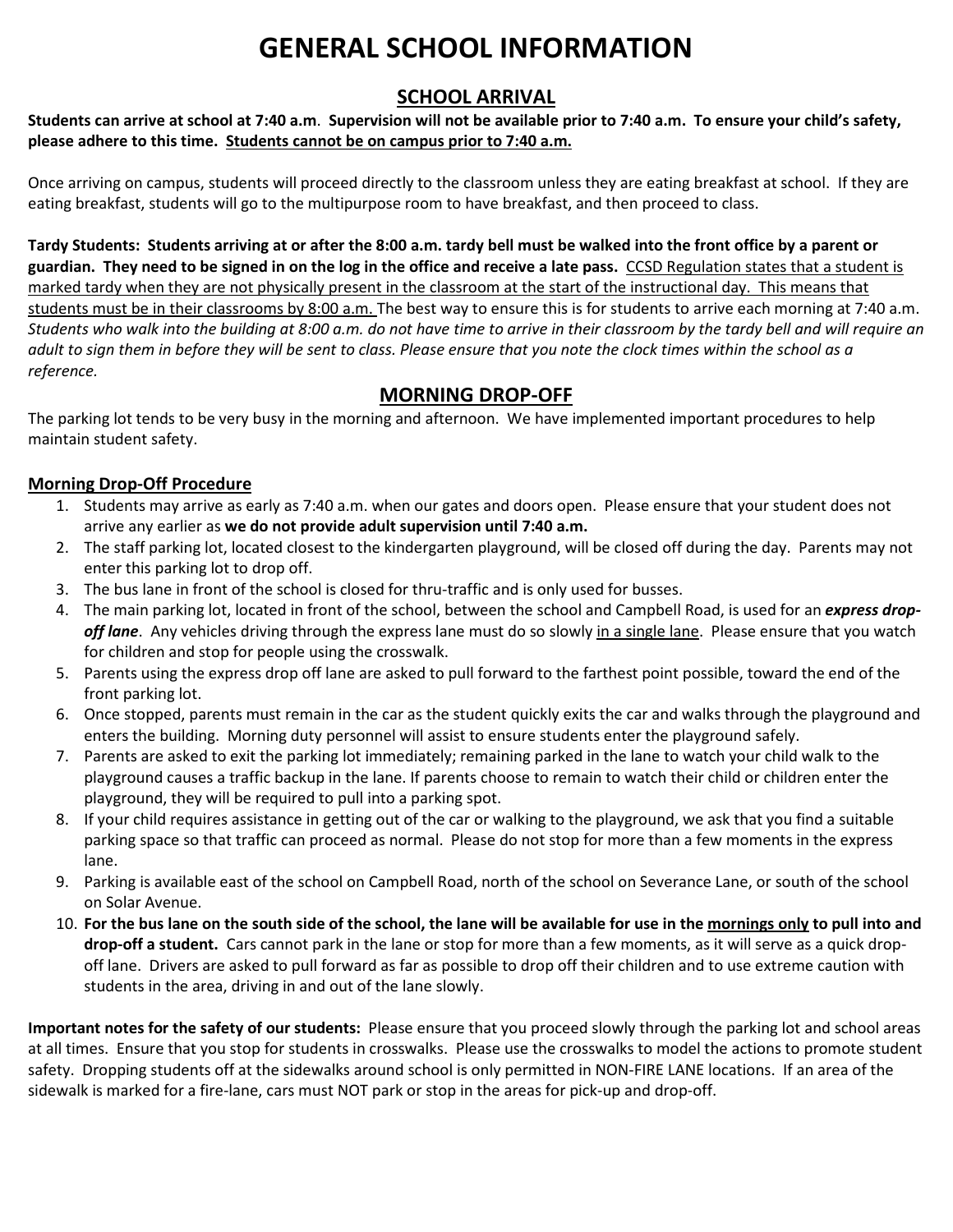# GENERAL SCHOOL INFORMATION

## SCHOOL ARRIVAL

**Students can arrive at school at 7:40 a.m. Supervision will not be available prior to 7:40 a.m. To ensure your child's safety, please adhere to this time. Students cannot be on campus prior to 7:40 a.m.**

Once arriving on campus, students will proceed directly to the classroom unless they are eating breakfast at school. If they are eating breakfast, students will go to the multipurpose room to have breakfast, and then proceed to class.

**Tardy Students: Students arriving at or after the 8:00 a.m. tardy bell must be walked into the front office by a parent or guardian. They need to be signed in on the log in the office and receive a late pass.** CCSD Regulation states that a student is marked tardy when they are not physically present in the classroom at the start of the instructional day. This means that students must be in their classrooms by 8:00 a.m. The best way to ensure this is for students to arrive each morning at 7:40 a.m. *Students who walk into the building at 8:00 a.m. do not have time to arrive in their classroom by the tardy bell and will require an adult to sign them in before they will be sent to class. Please ensure that you note the clock times within the school as a reference.*

## MORNING DROP-OFF

The parking lot tends to be very busy in the morning and afternoon. We have implemented important procedures to help maintain student safety.

### Morning Drop-Off Procedure

1. Students may arrive as early as 7:40 a.m. when our gates and doors open. Please ensure that your student does not arrive any earlier as **we do not provide adult supervision until 7:40 a.m.**
2. The staff parking lot, located closest to the kindergarten playground, will be closed off during the day. Parents may not enter this parking lot to drop off.
3. The bus lane in front of the school is closed for thru-traffic and is only used for busses.
4. The main parking lot, located in front of the school, between the school and Campbell Road, is used for an ***express drop-off lane***. Any vehicles driving through the express lane must do so slowly in a single lane. Please ensure that you watch for children and stop for people using the crosswalk.
5. Parents using the express drop off lane are asked to pull forward to the farthest point possible, toward the end of the front parking lot.
6. Once stopped, parents must remain in the car as the student quickly exits the car and walks through the playground and enters the building. Morning duty personnel will assist to ensure students enter the playground safely.
7. Parents are asked to exit the parking lot immediately; remaining parked in the lane to watch your child walk to the playground causes a traffic backup in the lane. If parents choose to remain to watch their child or children enter the playground, they will be required to pull into a parking spot.
8. If your child requires assistance in getting out of the car or walking to the playground, we ask that you find a suitable parking space so that traffic can proceed as normal. Please do not stop for more than a few moments in the express lane.
9. Parking is available east of the school on Campbell Road, north of the school on Severance Lane, or south of the school on Solar Avenue.
10. **For the bus lane on the south side of the school, the lane will be available for use in the mornings only to pull into and drop-off a student.** Cars cannot park in the lane or stop for more than a few moments, as it will serve as a quick drop-off lane. Drivers are asked to pull forward as far as possible to drop off their children and to use extreme caution with students in the area, driving in and out of the lane slowly.

**Important notes for the safety of our students:** Please ensure that you proceed slowly through the parking lot and school areas at all times. Ensure that you stop for students in crosswalks. Please use the crosswalks to model the actions to promote student safety. Dropping students off at the sidewalks around school is only permitted in NON-FIRE LANE locations. If an area of the sidewalk is marked for a fire-lane, cars must NOT park or stop in the areas for pick-up and drop-off.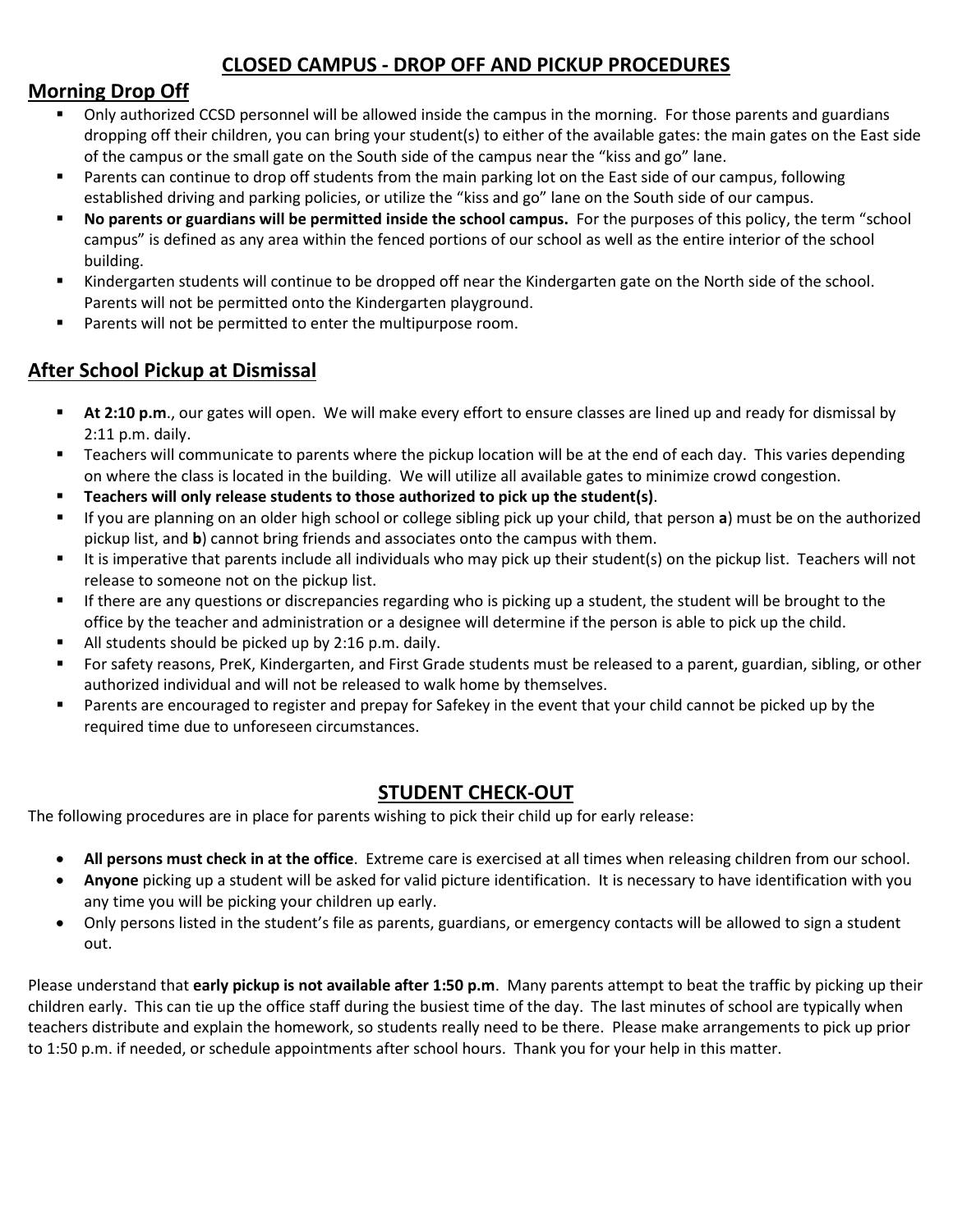# CLOSED CAMPUS - DROP OFF AND PICKUP PROCEDURES

## Morning Drop Off

- Only authorized CCSD personnel will be allowed inside the campus in the morning. For those parents and guardians dropping off their children, you can bring your student(s) to either of the available gates: the main gates on the East side of the campus or the small gate on the South side of the campus near the "kiss and go" lane.
- Parents can continue to drop off students from the main parking lot on the East side of our campus, following established driving and parking policies, or utilize the "kiss and go" lane on the South side of our campus.
- **No parents or guardians will be permitted inside the school campus.** For the purposes of this policy, the term "school campus" is defined as any area within the fenced portions of our school as well as the entire interior of the school building.
- Kindergarten students will continue to be dropped off near the Kindergarten gate on the North side of the school. Parents will not be permitted onto the Kindergarten playground.
- Parents will not be permitted to enter the multipurpose room.

## After School Pickup at Dismissal

- **At 2:10 p.m**., our gates will open. We will make every effort to ensure classes are lined up and ready for dismissal by 2:11 p.m. daily.
- Teachers will communicate to parents where the pickup location will be at the end of each day. This varies depending on where the class is located in the building. We will utilize all available gates to minimize crowd congestion.
- **Teachers will only release students to those authorized to pick up the student(s)**.
- If you are planning on an older high school or college sibling pick up your child, that person **a**) must be on the authorized pickup list, and **b**) cannot bring friends and associates onto the campus with them.
- It is imperative that parents include all individuals who may pick up their student(s) on the pickup list. Teachers will not release to someone not on the pickup list.
- If there are any questions or discrepancies regarding who is picking up a student, the student will be brought to the office by the teacher and administration or a designee will determine if the person is able to pick up the child.
- All students should be picked up by 2:16 p.m. daily.
- For safety reasons, PreK, Kindergarten, and First Grade students must be released to a parent, guardian, sibling, or other authorized individual and will not be released to walk home by themselves.
- Parents are encouraged to register and prepay for Safekey in the event that your child cannot be picked up by the required time due to unforeseen circumstances.

## STUDENT CHECK-OUT

The following procedures are in place for parents wishing to pick their child up for early release:

- **All persons must check in at the office**. Extreme care is exercised at all times when releasing children from our school.
- **Anyone** picking up a student will be asked for valid picture identification. It is necessary to have identification with you any time you will be picking your children up early.
- Only persons listed in the student's file as parents, guardians, or emergency contacts will be allowed to sign a student out.

Please understand that **early pickup is not available after 1:50 p.m**. Many parents attempt to beat the traffic by picking up their children early. This can tie up the office staff during the busiest time of the day. The last minutes of school are typically when teachers distribute and explain the homework, so students really need to be there. Please make arrangements to pick up prior to 1:50 p.m. if needed, or schedule appointments after school hours. Thank you for your help in this matter.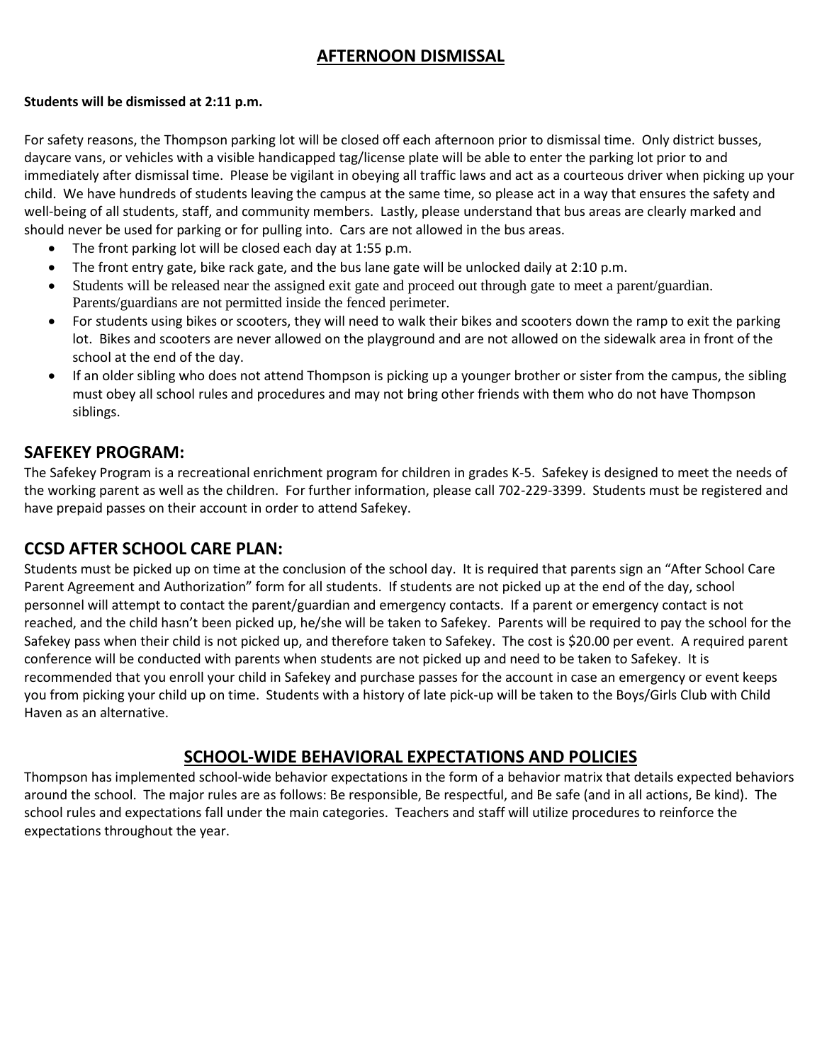## AFTERNOON DISMISSAL

**Students will be dismissed at 2:11 p.m.**

For safety reasons, the Thompson parking lot will be closed off each afternoon prior to dismissal time. Only district busses, daycare vans, or vehicles with a visible handicapped tag/license plate will be able to enter the parking lot prior to and immediately after dismissal time. Please be vigilant in obeying all traffic laws and act as a courteous driver when picking up your child. We have hundreds of students leaving the campus at the same time, so please act in a way that ensures the safety and well-being of all students, staff, and community members. Lastly, please understand that bus areas are clearly marked and should never be used for parking or for pulling into. Cars are not allowed in the bus areas.

- The front parking lot will be closed each day at 1:55 p.m.
- The front entry gate, bike rack gate, and the bus lane gate will be unlocked daily at 2:10 p.m.
- Students will be released near the assigned exit gate and proceed out through gate to meet a parent/guardian. Parents/guardians are not permitted inside the fenced perimeter.
- For students using bikes or scooters, they will need to walk their bikes and scooters down the ramp to exit the parking lot. Bikes and scooters are never allowed on the playground and are not allowed on the sidewalk area in front of the school at the end of the day.
- If an older sibling who does not attend Thompson is picking up a younger brother or sister from the campus, the sibling must obey all school rules and procedures and may not bring other friends with them who do not have Thompson siblings.

## SAFEKEY PROGRAM:

The Safekey Program is a recreational enrichment program for children in grades K-5. Safekey is designed to meet the needs of the working parent as well as the children. For further information, please call 702-229-3399. Students must be registered and have prepaid passes on their account in order to attend Safekey.

## CCSD AFTER SCHOOL CARE PLAN:

Students must be picked up on time at the conclusion of the school day. It is required that parents sign an "After School Care Parent Agreement and Authorization" form for all students. If students are not picked up at the end of the day, school personnel will attempt to contact the parent/guardian and emergency contacts. If a parent or emergency contact is not reached, and the child hasn't been picked up, he/she will be taken to Safekey. Parents will be required to pay the school for the Safekey pass when their child is not picked up, and therefore taken to Safekey. The cost is $20.00 per event. A required parent conference will be conducted with parents when students are not picked up and need to be taken to Safekey. It is recommended that you enroll your child in Safekey and purchase passes for the account in case an emergency or event keeps you from picking your child up on time. Students with a history of late pick-up will be taken to the Boys/Girls Club with Child Haven as an alternative.

## SCHOOL-WIDE BEHAVIORAL EXPECTATIONS AND POLICIES

Thompson has implemented school-wide behavior expectations in the form of a behavior matrix that details expected behaviors around the school. The major rules are as follows: Be responsible, Be respectful, and Be safe (and in all actions, Be kind). The school rules and expectations fall under the main categories. Teachers and staff will utilize procedures to reinforce the expectations throughout the year.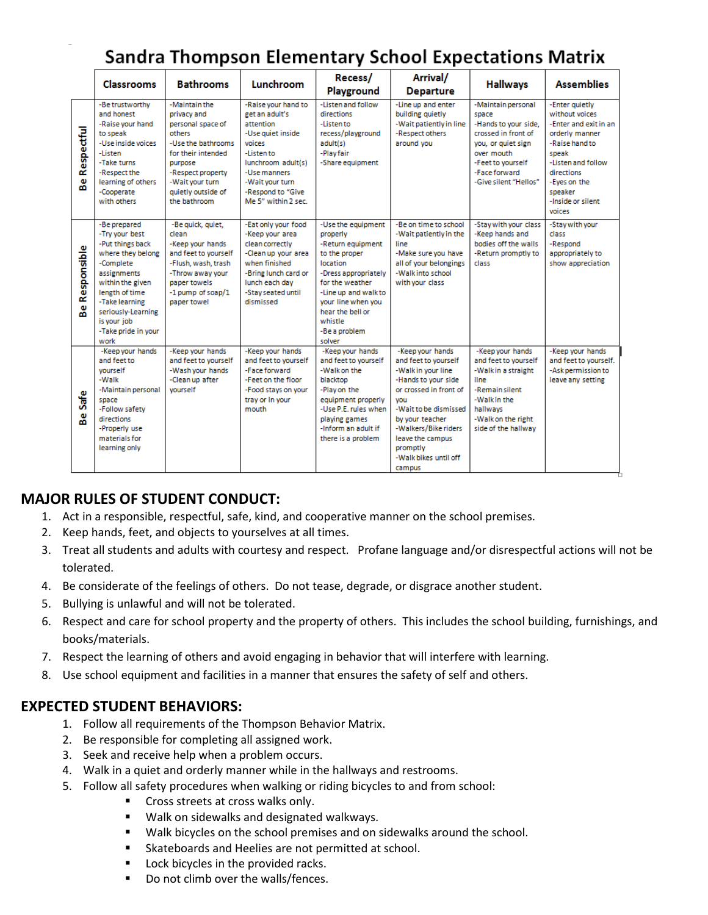# Sandra Thompson Elementary School Expectations Matrix

| | Classrooms | Bathrooms | Lunchroom | Recess/ Playground | Arrival/ Departure | Hallways | Assemblies |
|---|---|---|---|---|---|---|---|
| **Be Respectful** | -Be trustworthy and honest<br>-Raise your hand to speak<br>-Use inside voices<br>-Listen<br>-Take turns<br>-Respect the learning of others<br>-Cooperate with others | -Maintain the privacy and personal space of others<br>-Use the bathrooms for their intended purpose<br>-Respect property<br>-Wait your turn quietly outside of the bathroom | -Raise your hand to get an adult's attention<br>-Use quiet inside voices<br>-Listen to lunchroom adult(s)<br>-Use manners<br>-Wait your turn<br>-Respond to "Give Me 5" within 2 sec. | -Listen and follow directions<br>-Listen to recess/playground adult(s)<br>-Play fair<br>-Share equipment | -Line up and enter building quietly<br>-Wait patiently in line<br>-Respect others around you | -Maintain personal space<br>-Hands to your side, crossed in front of you, or quiet sign over mouth<br>-Feet to yourself<br>-Face forward<br>-Give silent "Hellos" | -Enter quietly without voices<br>-Enter and exit in an orderly manner<br>-Raise hand to speak<br>-Listen and follow directions<br>-Eyes on the speaker<br>-Inside or silent voices |
| **Be Responsible** | -Be prepared<br>-Try your best<br>-Put things back where they belong<br>-Complete assignments within the given length of time<br>-Take learning seriously-Learning is your job<br>-Take pride in your work | -Be quick, quiet, clean<br>-Keep your hands and feet to yourself<br>-Flush, wash, trash<br>-Throw away your paper towels<br>-1 pump of soap/1 paper towel | -Eat only your food<br>-Keep your area clean correctly<br>-Clean up your area when finished<br>-Bring lunch card or lunch each day<br>-Stay seated until dismissed | -Use the equipment properly<br>-Return equipment to the proper location<br>-Dress appropriately for the weather<br>-Line up and walk to your line when you hear the bell or whistle<br>-Be a problem solver | -Be on time to school<br>-Wait patiently in the line<br>-Make sure you have all of your belongings<br>-Walk into school with your class | -Stay with your class<br>-Keep hands and bodies off the walls<br>-Return promptly to class | -Stay with your class<br>-Respond appropriately to show appreciation |
| **Be Safe** | -Keep your hands and feet to yourself<br>-Walk<br>-Maintain personal space<br>-Follow safety directions<br>-Properly use materials for learning only | -Keep your hands and feet to yourself<br>-Wash your hands<br>-Clean up after yourself | -Keep your hands and feet to yourself<br>-Face forward<br>-Feet on the floor<br>-Food stays on your tray or in your mouth | -Keep your hands and feet to yourself<br>-Walk on the blacktop<br>-Play on the equipment properly<br>-Use P.E. rules when playing games<br>-Inform an adult if there is a problem | -Keep your hands and feet to yourself<br>-Walk in your line<br>-Hands to your side or crossed in front of you<br>-Wait to be dismissed by your teacher<br>-Walkers/Bike riders leave the campus promptly<br>-Walk bikes until off campus | -Keep your hands and feet to yourself<br>-Walk in a straight line<br>-Remain silent<br>-Walk in the hallways<br>-Walk on the right side of the hallway | -Keep your hands and feet to yourself.<br>-Ask permission to leave any setting |

## MAJOR RULES OF STUDENT CONDUCT:

1. Act in a responsible, respectful, safe, kind, and cooperative manner on the school premises.
2. Keep hands, feet, and objects to yourselves at all times.
3. Treat all students and adults with courtesy and respect. Profane language and/or disrespectful actions will not be tolerated.
4. Be considerate of the feelings of others. Do not tease, degrade, or disgrace another student.
5. Bullying is unlawful and will not be tolerated.
6. Respect and care for school property and the property of others. This includes the school building, furnishings, and books/materials.
7. Respect the learning of others and avoid engaging in behavior that will interfere with learning.
8. Use school equipment and facilities in a manner that ensures the safety of self and others.

## EXPECTED STUDENT BEHAVIORS:

1. Follow all requirements of the Thompson Behavior Matrix.
2. Be responsible for completing all assigned work.
3. Seek and receive help when a problem occurs.
4. Walk in a quiet and orderly manner while in the hallways and restrooms.
5. Follow all safety procedures when walking or riding bicycles to and from school:
   - Cross streets at cross walks only.
   - Walk on sidewalks and designated walkways.
   - Walk bicycles on the school premises and on sidewalks around the school.
   - Skateboards and Heelies are not permitted at school.
   - Lock bicycles in the provided racks.
   - Do not climb over the walls/fences.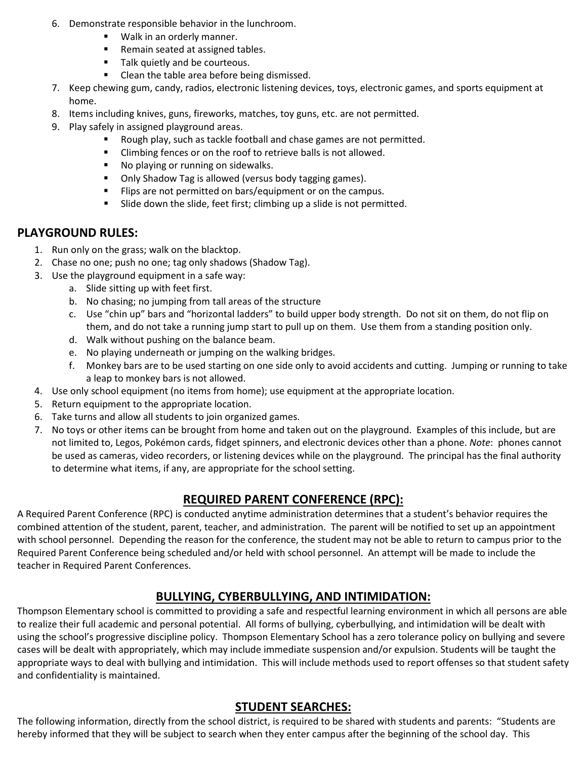6. Demonstrate responsible behavior in the lunchroom.
   - Walk in an orderly manner.
   - Remain seated at assigned tables.
   - Talk quietly and be courteous.
   - Clean the table area before being dismissed.
7. Keep chewing gum, candy, radios, electronic listening devices, toys, electronic games, and sports equipment at home.
8. Items including knives, guns, fireworks, matches, toy guns, etc. are not permitted.
9. Play safely in assigned playground areas.
   - Rough play, such as tackle football and chase games are not permitted.
   - Climbing fences or on the roof to retrieve balls is not allowed.
   - No playing or running on sidewalks.
   - Only Shadow Tag is allowed (versus body tagging games).
   - Flips are not permitted on bars/equipment or on the campus.
   - Slide down the slide, feet first; climbing up a slide is not permitted.

## PLAYGROUND RULES:

1. Run only on the grass; walk on the blacktop.
2. Chase no one; push no one; tag only shadows (Shadow Tag).
3. Use the playground equipment in a safe way:
   a. Slide sitting up with feet first.
   b. No chasing; no jumping from tall areas of the structure
   c. Use "chin up" bars and "horizontal ladders" to build upper body strength. Do not sit on them, do not flip on them, and do not take a running jump start to pull up on them. Use them from a standing position only.
   d. Walk without pushing on the balance beam.
   e. No playing underneath or jumping on the walking bridges.
   f. Monkey bars are to be used starting on one side only to avoid accidents and cutting. Jumping or running to take a leap to monkey bars is not allowed.
4. Use only school equipment (no items from home); use equipment at the appropriate location.
5. Return equipment to the appropriate location.
6. Take turns and allow all students to join organized games.
7. No toys or other items can be brought from home and taken out on the playground. Examples of this include, but are not limited to, Legos, Pokémon cards, fidget spinners, and electronic devices other than a phone. *Note*: phones cannot be used as cameras, video recorders, or listening devices while on the playground. The principal has the final authority to determine what items, if any, are appropriate for the school setting.

## REQUIRED PARENT CONFERENCE (RPC):

A Required Parent Conference (RPC) is conducted anytime administration determines that a student's behavior requires the combined attention of the student, parent, teacher, and administration. The parent will be notified to set up an appointment with school personnel. Depending the reason for the conference, the student may not be able to return to campus prior to the Required Parent Conference being scheduled and/or held with school personnel. An attempt will be made to include the teacher in Required Parent Conferences.

## BULLYING, CYBERBULLYING, AND INTIMIDATION:

Thompson Elementary school is committed to providing a safe and respectful learning environment in which all persons are able to realize their full academic and personal potential. All forms of bullying, cyberbullying, and intimidation will be dealt with using the school's progressive discipline policy. Thompson Elementary School has a zero tolerance policy on bullying and severe cases will be dealt with appropriately, which may include immediate suspension and/or expulsion. Students will be taught the appropriate ways to deal with bullying and intimidation. This will include methods used to report offenses so that student safety and confidentiality is maintained.

## STUDENT SEARCHES:

The following information, directly from the school district, is required to be shared with students and parents: "Students are hereby informed that they will be subject to search when they enter campus after the beginning of the school day. This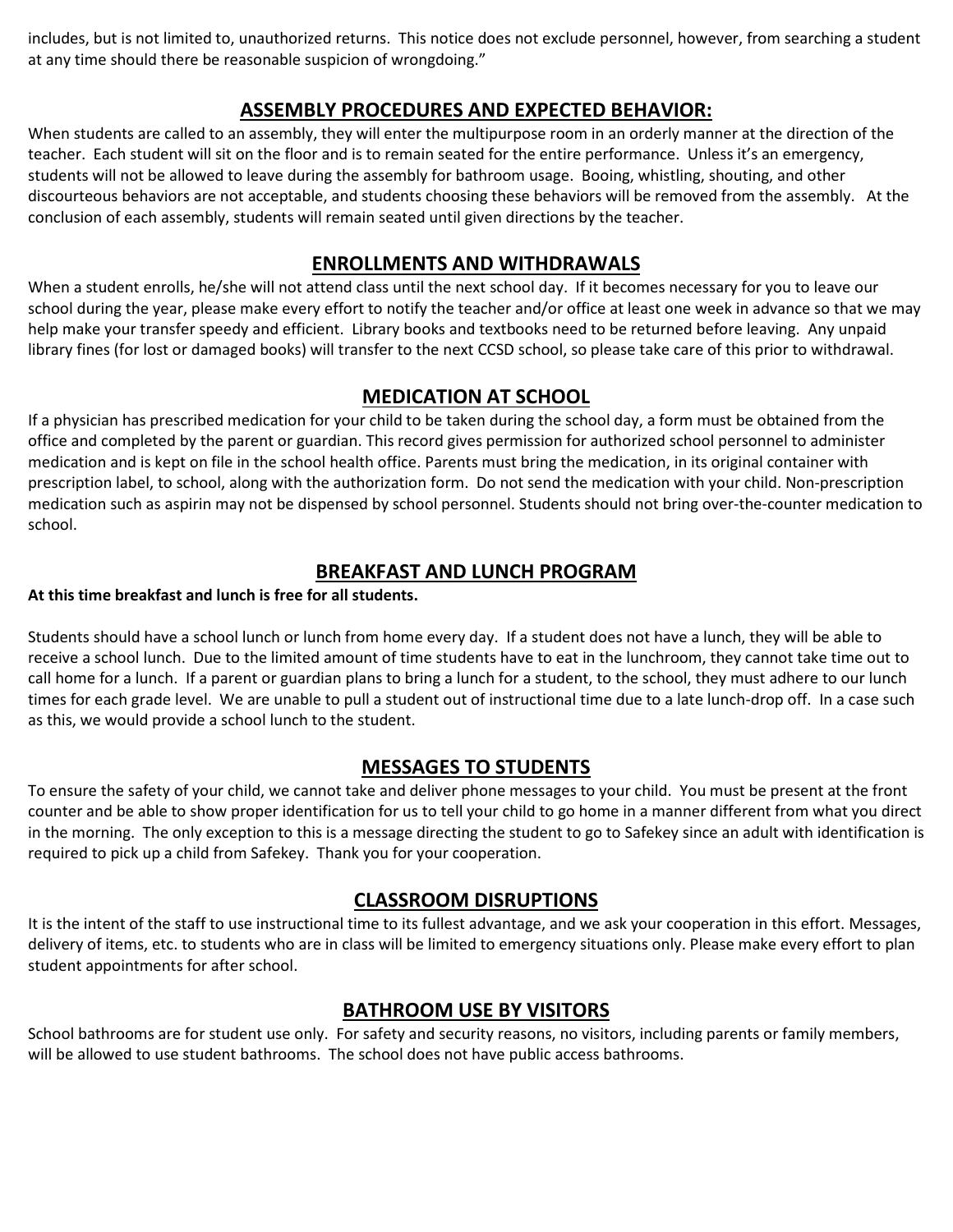includes, but is not limited to, unauthorized returns. This notice does not exclude personnel, however, from searching a student at any time should there be reasonable suspicion of wrongdoing."

## ASSEMBLY PROCEDURES AND EXPECTED BEHAVIOR:

When students are called to an assembly, they will enter the multipurpose room in an orderly manner at the direction of the teacher. Each student will sit on the floor and is to remain seated for the entire performance. Unless it's an emergency, students will not be allowed to leave during the assembly for bathroom usage. Booing, whistling, shouting, and other discourteous behaviors are not acceptable, and students choosing these behaviors will be removed from the assembly. At the conclusion of each assembly, students will remain seated until given directions by the teacher.

## ENROLLMENTS AND WITHDRAWALS

When a student enrolls, he/she will not attend class until the next school day. If it becomes necessary for you to leave our school during the year, please make every effort to notify the teacher and/or office at least one week in advance so that we may help make your transfer speedy and efficient. Library books and textbooks need to be returned before leaving. Any unpaid library fines (for lost or damaged books) will transfer to the next CCSD school, so please take care of this prior to withdrawal.

## MEDICATION AT SCHOOL

If a physician has prescribed medication for your child to be taken during the school day, a form must be obtained from the office and completed by the parent or guardian. This record gives permission for authorized school personnel to administer medication and is kept on file in the school health office. Parents must bring the medication, in its original container with prescription label, to school, along with the authorization form. Do not send the medication with your child. Non-prescription medication such as aspirin may not be dispensed by school personnel. Students should not bring over-the-counter medication to school.

## BREAKFAST AND LUNCH PROGRAM

**At this time breakfast and lunch is free for all students.**

Students should have a school lunch or lunch from home every day. If a student does not have a lunch, they will be able to receive a school lunch. Due to the limited amount of time students have to eat in the lunchroom, they cannot take time out to call home for a lunch. If a parent or guardian plans to bring a lunch for a student, to the school, they must adhere to our lunch times for each grade level. We are unable to pull a student out of instructional time due to a late lunch-drop off. In a case such as this, we would provide a school lunch to the student.

## MESSAGES TO STUDENTS

To ensure the safety of your child, we cannot take and deliver phone messages to your child. You must be present at the front counter and be able to show proper identification for us to tell your child to go home in a manner different from what you direct in the morning. The only exception to this is a message directing the student to go to Safekey since an adult with identification is required to pick up a child from Safekey. Thank you for your cooperation.

## CLASSROOM DISRUPTIONS

It is the intent of the staff to use instructional time to its fullest advantage, and we ask your cooperation in this effort. Messages, delivery of items, etc. to students who are in class will be limited to emergency situations only. Please make every effort to plan student appointments for after school.

## BATHROOM USE BY VISITORS

School bathrooms are for student use only. For safety and security reasons, no visitors, including parents or family members, will be allowed to use student bathrooms. The school does not have public access bathrooms.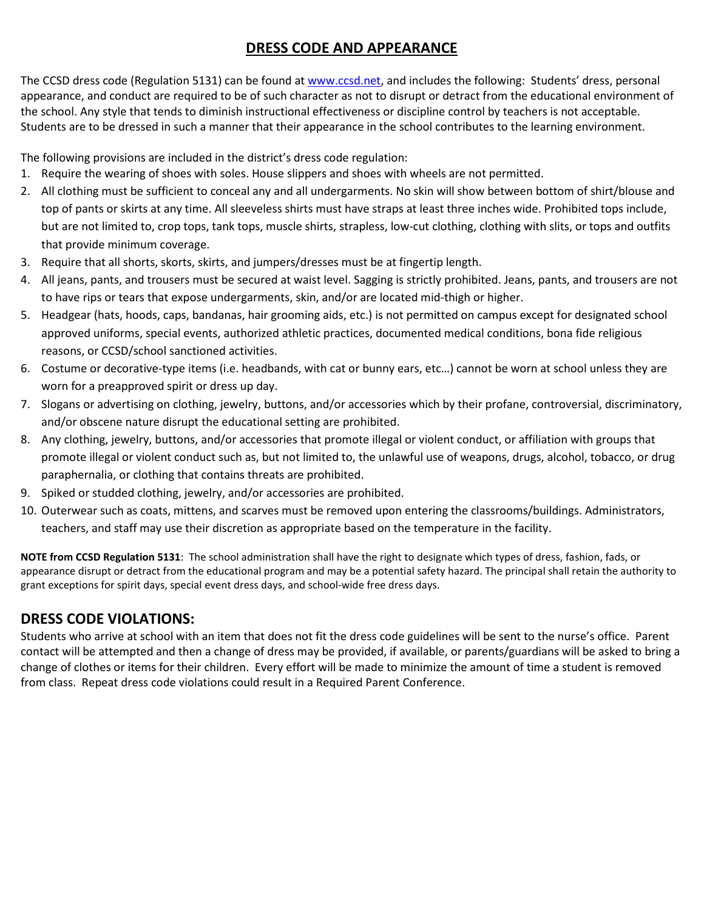# DRESS CODE AND APPEARANCE

The CCSD dress code (Regulation 5131) can be found at [www.ccsd.net](http://www.ccsd.net), and includes the following: Students' dress, personal appearance, and conduct are required to be of such character as not to disrupt or detract from the educational environment of the school. Any style that tends to diminish instructional effectiveness or discipline control by teachers is not acceptable. Students are to be dressed in such a manner that their appearance in the school contributes to the learning environment.

The following provisions are included in the district's dress code regulation:

1. Require the wearing of shoes with soles. House slippers and shoes with wheels are not permitted.
2. All clothing must be sufficient to conceal any and all undergarments. No skin will show between bottom of shirt/blouse and top of pants or skirts at any time. All sleeveless shirts must have straps at least three inches wide. Prohibited tops include, but are not limited to, crop tops, tank tops, muscle shirts, strapless, low-cut clothing, clothing with slits, or tops and outfits that provide minimum coverage.
3. Require that all shorts, skorts, skirts, and jumpers/dresses must be at fingertip length.
4. All jeans, pants, and trousers must be secured at waist level. Sagging is strictly prohibited. Jeans, pants, and trousers are not to have rips or tears that expose undergarments, skin, and/or are located mid-thigh or higher.
5. Headgear (hats, hoods, caps, bandanas, hair grooming aids, etc.) is not permitted on campus except for designated school approved uniforms, special events, authorized athletic practices, documented medical conditions, bona fide religious reasons, or CCSD/school sanctioned activities.
6. Costume or decorative-type items (i.e. headbands, with cat or bunny ears, etc…) cannot be worn at school unless they are worn for a preapproved spirit or dress up day.
7. Slogans or advertising on clothing, jewelry, buttons, and/or accessories which by their profane, controversial, discriminatory, and/or obscene nature disrupt the educational setting are prohibited.
8. Any clothing, jewelry, buttons, and/or accessories that promote illegal or violent conduct, or affiliation with groups that promote illegal or violent conduct such as, but not limited to, the unlawful use of weapons, drugs, alcohol, tobacco, or drug paraphernalia, or clothing that contains threats are prohibited.
9. Spiked or studded clothing, jewelry, and/or accessories are prohibited.
10. Outerwear such as coats, mittens, and scarves must be removed upon entering the classrooms/buildings. Administrators, teachers, and staff may use their discretion as appropriate based on the temperature in the facility.

**NOTE from CCSD Regulation 5131**: The school administration shall have the right to designate which types of dress, fashion, fads, or appearance disrupt or detract from the educational program and may be a potential safety hazard. The principal shall retain the authority to grant exceptions for spirit days, special event dress days, and school-wide free dress days.

## DRESS CODE VIOLATIONS:

Students who arrive at school with an item that does not fit the dress code guidelines will be sent to the nurse's office. Parent contact will be attempted and then a change of dress may be provided, if available, or parents/guardians will be asked to bring a change of clothes or items for their children. Every effort will be made to minimize the amount of time a student is removed from class. Repeat dress code violations could result in a Required Parent Conference.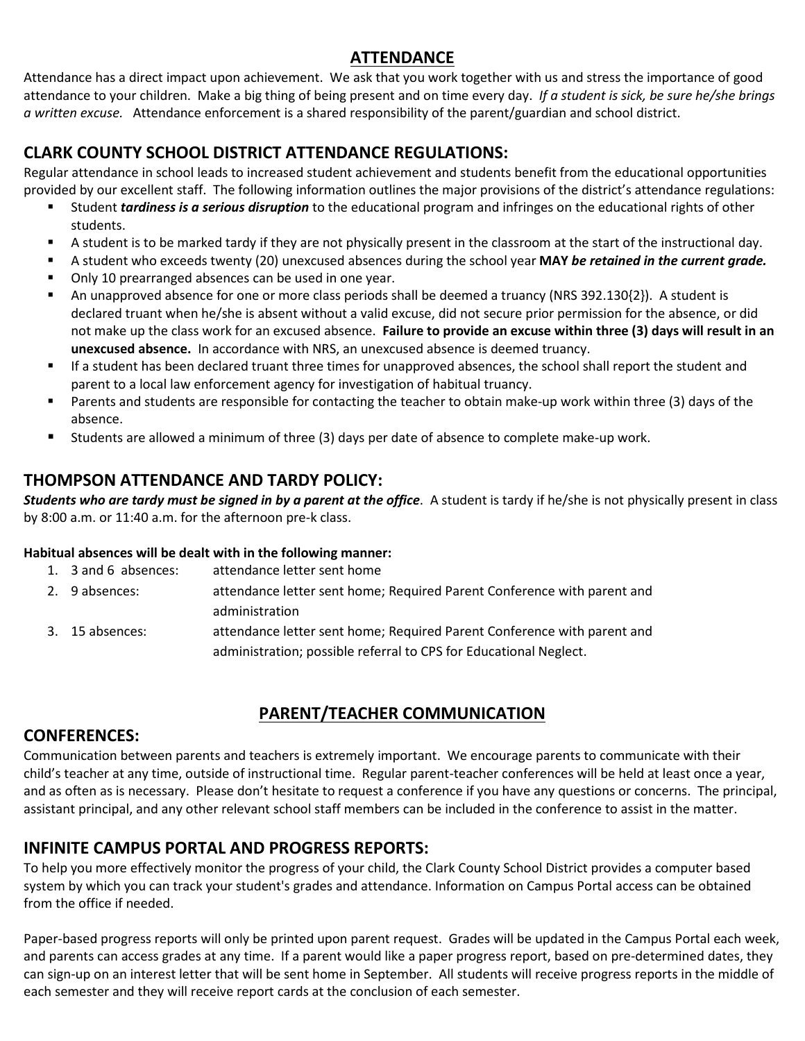## ATTENDANCE

Attendance has a direct impact upon achievement. We ask that you work together with us and stress the importance of good attendance to your children. Make a big thing of being present and on time every day. *If a student is sick, be sure he/she brings a written excuse.* Attendance enforcement is a shared responsibility of the parent/guardian and school district.

### CLARK COUNTY SCHOOL DISTRICT ATTENDANCE REGULATIONS:

Regular attendance in school leads to increased student achievement and students benefit from the educational opportunities provided by our excellent staff. The following information outlines the major provisions of the district's attendance regulations:

- Student ***tardiness is a serious disruption*** to the educational program and infringes on the educational rights of other students.
- A student is to be marked tardy if they are not physically present in the classroom at the start of the instructional day.
- A student who exceeds twenty (20) unexcused absences during the school year **MAY** ***be retained in the current grade.***
- Only 10 prearranged absences can be used in one year.
- An unapproved absence for one or more class periods shall be deemed a truancy (NRS 392.130{2}). A student is declared truant when he/she is absent without a valid excuse, did not secure prior permission for the absence, or did not make up the class work for an excused absence. **Failure to provide an excuse within three (3) days will result in an unexcused absence.** In accordance with NRS, an unexcused absence is deemed truancy.
- If a student has been declared truant three times for unapproved absences, the school shall report the student and parent to a local law enforcement agency for investigation of habitual truancy.
- Parents and students are responsible for contacting the teacher to obtain make-up work within three (3) days of the absence.
- Students are allowed a minimum of three (3) days per date of absence to complete make-up work.

### THOMPSON ATTENDANCE AND TARDY POLICY:

***Students who are tardy must be signed in by a parent at the office***. A student is tardy if he/she is not physically present in class by 8:00 a.m. or 11:40 a.m. for the afternoon pre-k class.

**Habitual absences will be dealt with in the following manner:**

1. 3 and 6 absences: attendance letter sent home
2. 9 absences: attendance letter sent home; Required Parent Conference with parent and administration
3. 15 absences: attendance letter sent home; Required Parent Conference with parent and administration; possible referral to CPS for Educational Neglect.

## PARENT/TEACHER COMMUNICATION

### CONFERENCES:

Communication between parents and teachers is extremely important. We encourage parents to communicate with their child's teacher at any time, outside of instructional time. Regular parent-teacher conferences will be held at least once a year, and as often as is necessary. Please don't hesitate to request a conference if you have any questions or concerns. The principal, assistant principal, and any other relevant school staff members can be included in the conference to assist in the matter.

### INFINITE CAMPUS PORTAL AND PROGRESS REPORTS:

To help you more effectively monitor the progress of your child, the Clark County School District provides a computer based system by which you can track your student's grades and attendance. Information on Campus Portal access can be obtained from the office if needed.

Paper-based progress reports will only be printed upon parent request. Grades will be updated in the Campus Portal each week, and parents can access grades at any time. If a parent would like a paper progress report, based on pre-determined dates, they can sign-up on an interest letter that will be sent home in September. All students will receive progress reports in the middle of each semester and they will receive report cards at the conclusion of each semester.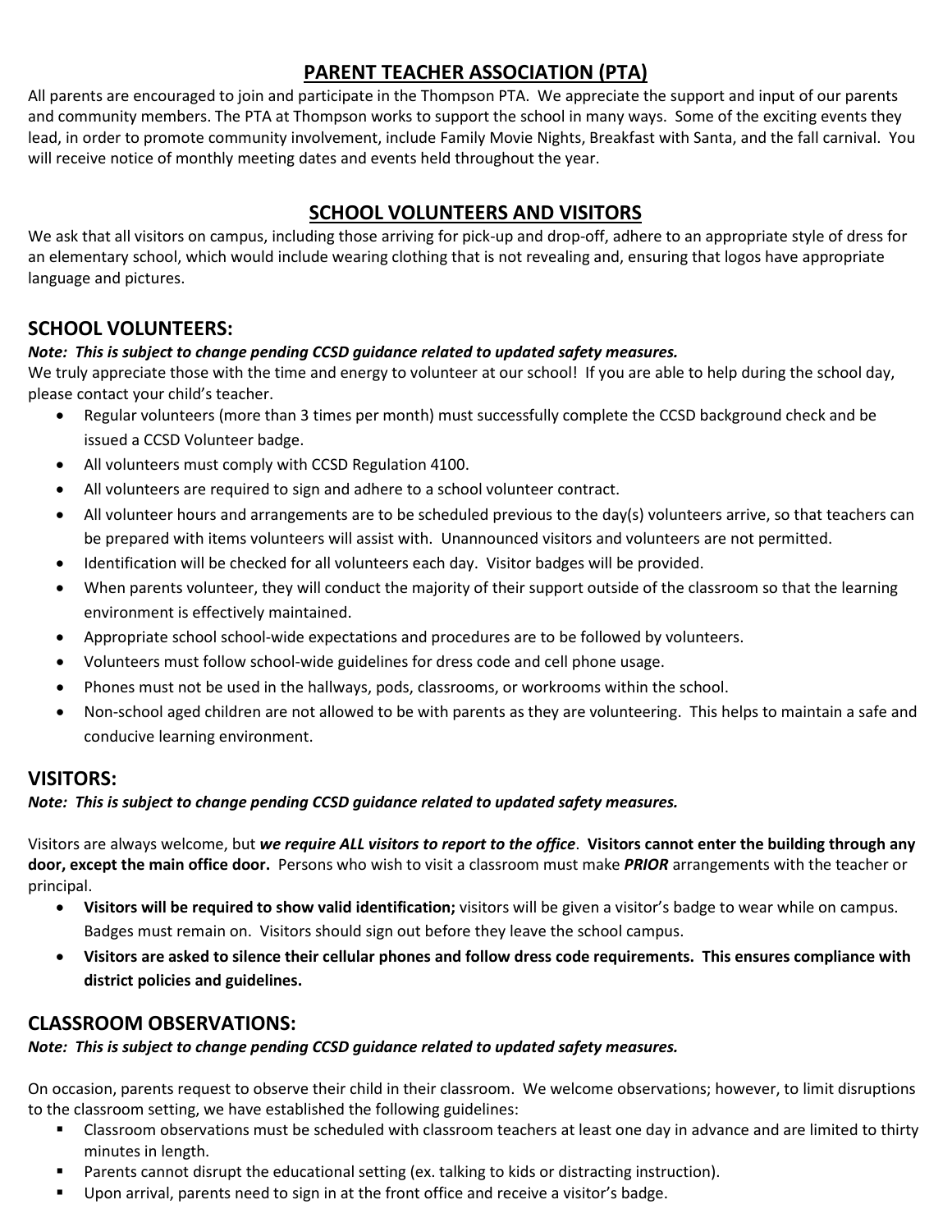## PARENT TEACHER ASSOCIATION (PTA)

All parents are encouraged to join and participate in the Thompson PTA. We appreciate the support and input of our parents and community members. The PTA at Thompson works to support the school in many ways. Some of the exciting events they lead, in order to promote community involvement, include Family Movie Nights, Breakfast with Santa, and the fall carnival. You will receive notice of monthly meeting dates and events held throughout the year.

## SCHOOL VOLUNTEERS AND VISITORS

We ask that all visitors on campus, including those arriving for pick-up and drop-off, adhere to an appropriate style of dress for an elementary school, which would include wearing clothing that is not revealing and, ensuring that logos have appropriate language and pictures.

### SCHOOL VOLUNTEERS:

***Note: This is subject to change pending CCSD guidance related to updated safety measures.***

We truly appreciate those with the time and energy to volunteer at our school! If you are able to help during the school day, please contact your child's teacher.

- Regular volunteers (more than 3 times per month) must successfully complete the CCSD background check and be issued a CCSD Volunteer badge.
- All volunteers must comply with CCSD Regulation 4100.
- All volunteers are required to sign and adhere to a school volunteer contract.
- All volunteer hours and arrangements are to be scheduled previous to the day(s) volunteers arrive, so that teachers can be prepared with items volunteers will assist with. Unannounced visitors and volunteers are not permitted.
- Identification will be checked for all volunteers each day. Visitor badges will be provided.
- When parents volunteer, they will conduct the majority of their support outside of the classroom so that the learning environment is effectively maintained.
- Appropriate school school-wide expectations and procedures are to be followed by volunteers.
- Volunteers must follow school-wide guidelines for dress code and cell phone usage.
- Phones must not be used in the hallways, pods, classrooms, or workrooms within the school.
- Non-school aged children are not allowed to be with parents as they are volunteering. This helps to maintain a safe and conducive learning environment.

### VISITORS:

***Note: This is subject to change pending CCSD guidance related to updated safety measures.***

Visitors are always welcome, but ***we require ALL visitors to report to the office***. **Visitors cannot enter the building through any door, except the main office door.** Persons who wish to visit a classroom must make ***PRIOR*** arrangements with the teacher or principal.

- **Visitors will be required to show valid identification;** visitors will be given a visitor's badge to wear while on campus. Badges must remain on. Visitors should sign out before they leave the school campus.
- **Visitors are asked to silence their cellular phones and follow dress code requirements. This ensures compliance with district policies and guidelines.**

### CLASSROOM OBSERVATIONS:

***Note: This is subject to change pending CCSD guidance related to updated safety measures.***

On occasion, parents request to observe their child in their classroom. We welcome observations; however, to limit disruptions to the classroom setting, we have established the following guidelines:

- Classroom observations must be scheduled with classroom teachers at least one day in advance and are limited to thirty minutes in length.
- Parents cannot disrupt the educational setting (ex. talking to kids or distracting instruction).
- Upon arrival, parents need to sign in at the front office and receive a visitor's badge.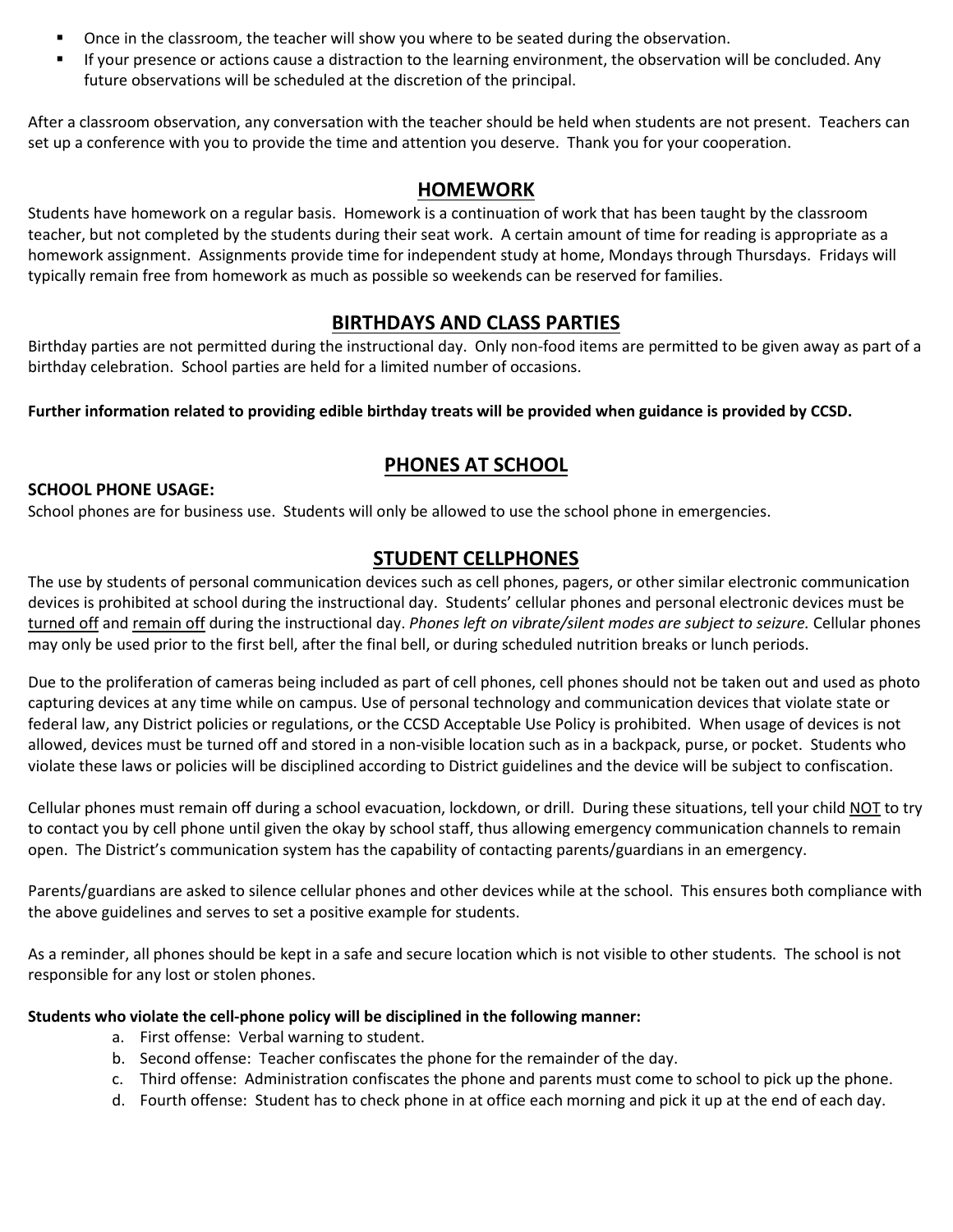- Once in the classroom, the teacher will show you where to be seated during the observation.
- If your presence or actions cause a distraction to the learning environment, the observation will be concluded. Any future observations will be scheduled at the discretion of the principal.

After a classroom observation, any conversation with the teacher should be held when students are not present. Teachers can set up a conference with you to provide the time and attention you deserve. Thank you for your cooperation.

## HOMEWORK

Students have homework on a regular basis. Homework is a continuation of work that has been taught by the classroom teacher, but not completed by the students during their seat work. A certain amount of time for reading is appropriate as a homework assignment. Assignments provide time for independent study at home, Mondays through Thursdays. Fridays will typically remain free from homework as much as possible so weekends can be reserved for families.

## BIRTHDAYS AND CLASS PARTIES

Birthday parties are not permitted during the instructional day. Only non-food items are permitted to be given away as part of a birthday celebration. School parties are held for a limited number of occasions.

**Further information related to providing edible birthday treats will be provided when guidance is provided by CCSD.**

## PHONES AT SCHOOL

**SCHOOL PHONE USAGE:**

School phones are for business use. Students will only be allowed to use the school phone in emergencies.

## STUDENT CELLPHONES

The use by students of personal communication devices such as cell phones, pagers, or other similar electronic communication devices is prohibited at school during the instructional day. Students' cellular phones and personal electronic devices must be turned off and remain off during the instructional day. *Phones left on vibrate/silent modes are subject to seizure.* Cellular phones may only be used prior to the first bell, after the final bell, or during scheduled nutrition breaks or lunch periods.

Due to the proliferation of cameras being included as part of cell phones, cell phones should not be taken out and used as photo capturing devices at any time while on campus. Use of personal technology and communication devices that violate state or federal law, any District policies or regulations, or the CCSD Acceptable Use Policy is prohibited. When usage of devices is not allowed, devices must be turned off and stored in a non-visible location such as in a backpack, purse, or pocket. Students who violate these laws or policies will be disciplined according to District guidelines and the device will be subject to confiscation.

Cellular phones must remain off during a school evacuation, lockdown, or drill. During these situations, tell your child NOT to try to contact you by cell phone until given the okay by school staff, thus allowing emergency communication channels to remain open. The District's communication system has the capability of contacting parents/guardians in an emergency.

Parents/guardians are asked to silence cellular phones and other devices while at the school. This ensures both compliance with the above guidelines and serves to set a positive example for students.

As a reminder, all phones should be kept in a safe and secure location which is not visible to other students. The school is not responsible for any lost or stolen phones.

**Students who violate the cell-phone policy will be disciplined in the following manner:**

a. First offense: Verbal warning to student.
b. Second offense: Teacher confiscates the phone for the remainder of the day.
c. Third offense: Administration confiscates the phone and parents must come to school to pick up the phone.
d. Fourth offense: Student has to check phone in at office each morning and pick it up at the end of each day.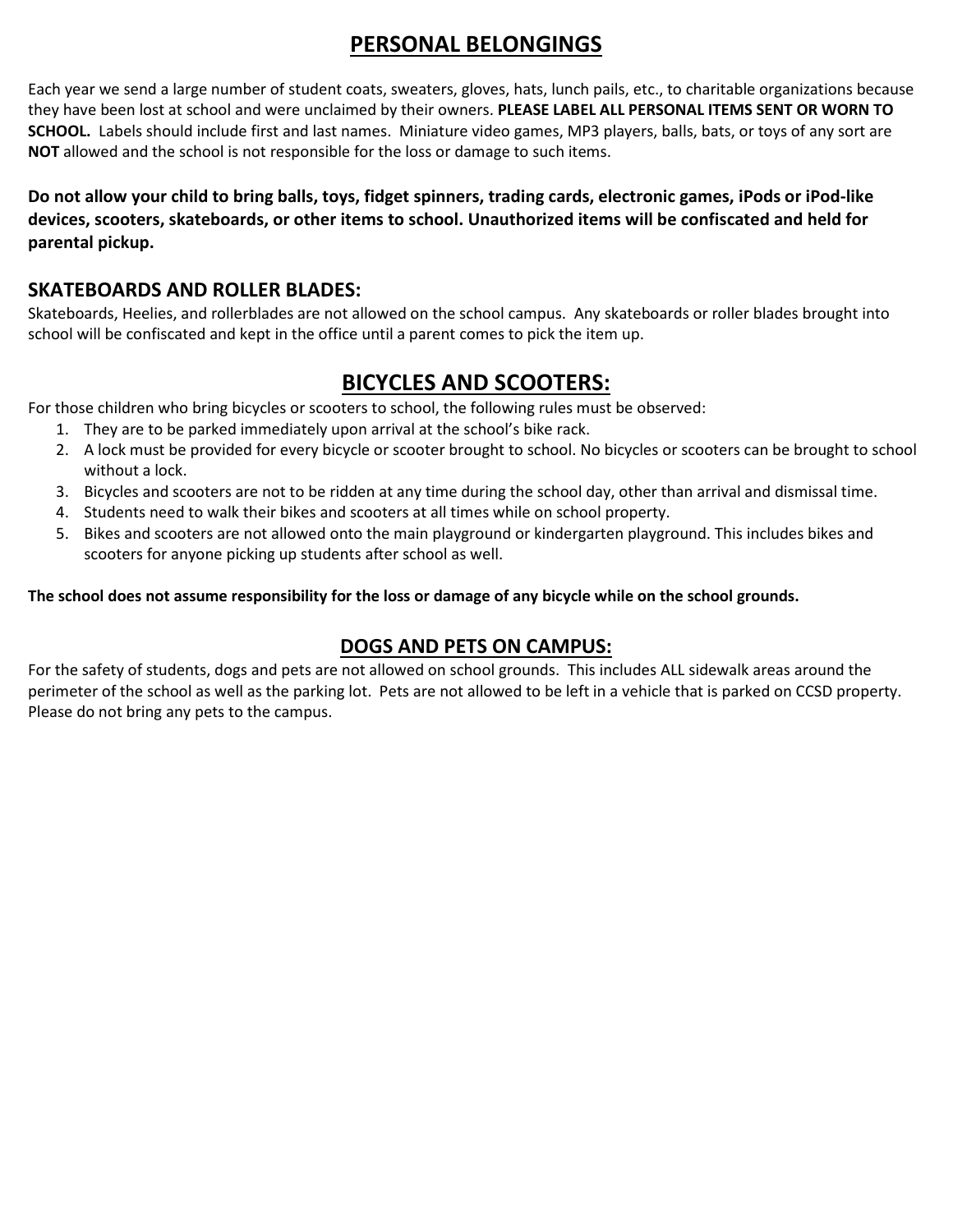# PERSONAL BELONGINGS

Each year we send a large number of student coats, sweaters, gloves, hats, lunch pails, etc., to charitable organizations because they have been lost at school and were unclaimed by their owners. **PLEASE LABEL ALL PERSONAL ITEMS SENT OR WORN TO SCHOOL.** Labels should include first and last names. Miniature video games, MP3 players, balls, bats, or toys of any sort are **NOT** allowed and the school is not responsible for the loss or damage to such items.

**Do not allow your child to bring balls, toys, fidget spinners, trading cards, electronic games, iPods or iPod-like devices, scooters, skateboards, or other items to school. Unauthorized items will be confiscated and held for parental pickup.**

## SKATEBOARDS AND ROLLER BLADES:

Skateboards, Heelies, and rollerblades are not allowed on the school campus. Any skateboards or roller blades brought into school will be confiscated and kept in the office until a parent comes to pick the item up.

# BICYCLES AND SCOOTERS:

For those children who bring bicycles or scooters to school, the following rules must be observed:

1. They are to be parked immediately upon arrival at the school's bike rack.
2. A lock must be provided for every bicycle or scooter brought to school. No bicycles or scooters can be brought to school without a lock.
3. Bicycles and scooters are not to be ridden at any time during the school day, other than arrival and dismissal time.
4. Students need to walk their bikes and scooters at all times while on school property.
5. Bikes and scooters are not allowed onto the main playground or kindergarten playground. This includes bikes and scooters for anyone picking up students after school as well.

**The school does not assume responsibility for the loss or damage of any bicycle while on the school grounds.**

## DOGS AND PETS ON CAMPUS:

For the safety of students, dogs and pets are not allowed on school grounds. This includes ALL sidewalk areas around the perimeter of the school as well as the parking lot. Pets are not allowed to be left in a vehicle that is parked on CCSD property. Please do not bring any pets to the campus.